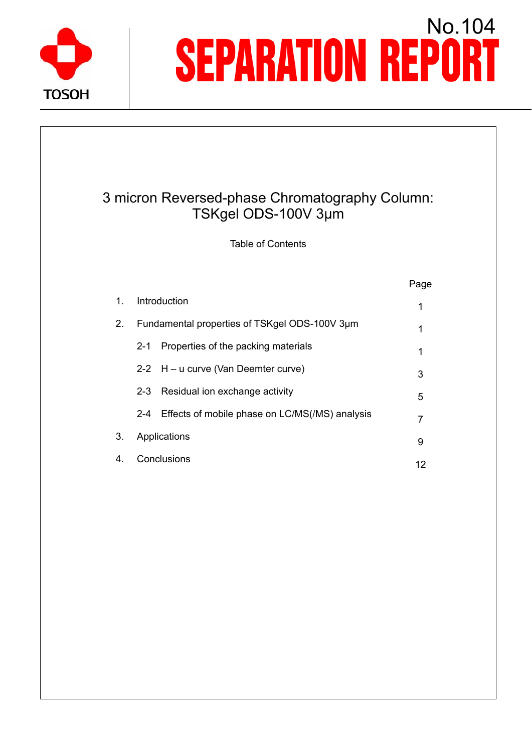No.104

# SEPARATION REPORT

TOSOH

## 3 micron Reversed-phase Chromatography Column: TSKgel ODS-100V 3μm

Table of Contents

| | | Page |
|---|---|---|
| 1. | Introduction | 1 |
| 2. | Fundamental properties of TSKgel ODS-100V 3μm | 1 |
| | 2-1 Properties of the packing materials | 1 |
| | 2-2 H – u curve (Van Deemter curve) | 3 |
| | 2-3 Residual ion exchange activity | 5 |
| | 2-4 Effects of mobile phase on LC/MS(/MS) analysis | 7 |
| 3. | Applications | 9 |
| 4. | Conclusions | 12 |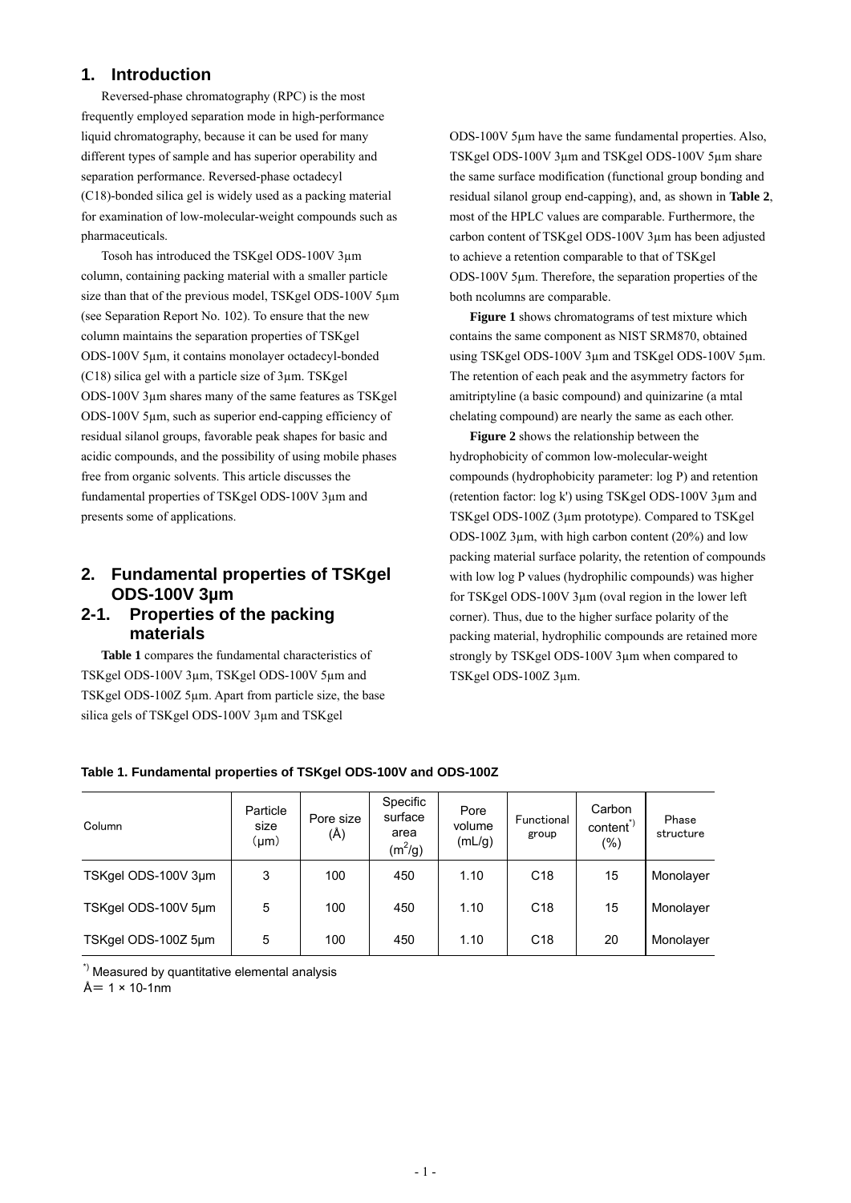## 1. Introduction

Reversed-phase chromatography (RPC) is the most frequently employed separation mode in high-performance liquid chromatography, because it can be used for many different types of sample and has superior operability and separation performance. Reversed-phase octadecyl (C18)-bonded silica gel is widely used as a packing material for examination of low-molecular-weight compounds such as pharmaceuticals.

Tosoh has introduced the TSKgel ODS-100V 3µm column, containing packing material with a smaller particle size than that of the previous model, TSKgel ODS-100V 5µm (see Separation Report No. 102). To ensure that the new column maintains the separation properties of TSKgel ODS-100V 5µm, it contains monolayer octadecyl-bonded (C18) silica gel with a particle size of 3µm. TSKgel ODS-100V 3µm shares many of the same features as TSKgel ODS-100V 5µm, such as superior end-capping efficiency of residual silanol groups, favorable peak shapes for basic and acidic compounds, and the possibility of using mobile phases free from organic solvents. This article discusses the fundamental properties of TSKgel ODS-100V 3µm and presents some of applications.

## 2. Fundamental properties of TSKgel ODS-100V 3µm

### 2-1. Properties of the packing materials

**Table 1** compares the fundamental characteristics of TSKgel ODS-100V 3µm, TSKgel ODS-100V 5µm and TSKgel ODS-100Z 5µm. Apart from particle size, the base silica gels of TSKgel ODS-100V 3µm and TSKgel ODS-100V 5µm have the same fundamental properties. Also, TSKgel ODS-100V 3µm and TSKgel ODS-100V 5µm share the same surface modification (functional group bonding and residual silanol group end-capping), and, as shown in **Table 2**, most of the HPLC values are comparable. Furthermore, the carbon content of TSKgel ODS-100V 3µm has been adjusted to achieve a retention comparable to that of TSKgel ODS-100V 5µm. Therefore, the separation properties of the both ncolumns are comparable.

**Figure 1** shows chromatograms of test mixture which contains the same component as NIST SRM870, obtained using TSKgel ODS-100V 3µm and TSKgel ODS-100V 5µm. The retention of each peak and the asymmetry factors for amitriptyline (a basic compound) and quinizarine (a mtal chelating compound) are nearly the same as each other.

**Figure 2** shows the relationship between the hydrophobicity of common low-molecular-weight compounds (hydrophobicity parameter: log P) and retention (retention factor: log k') using TSKgel ODS-100V 3µm and TSKgel ODS-100Z (3µm prototype). Compared to TSKgel ODS-100Z 3µm, with high carbon content (20%) and low packing material surface polarity, the retention of compounds with low log P values (hydrophilic compounds) was higher for TSKgel ODS-100V 3µm (oval region in the lower left corner). Thus, due to the higher surface polarity of the packing material, hydrophilic compounds are retained more strongly by TSKgel ODS-100V 3µm when compared to TSKgel ODS-100Z 3µm.

**Table 1. Fundamental properties of TSKgel ODS-100V and ODS-100Z**

| Column | Particle size (µm) | Pore size (Å) | Specific surface area ($m^2/g$) | Pore volume (mL/g) | Functional group | Carbon content[*] (%) | Phase structure |
|---|---|---|---|---|---|---|---|
| TSKgel ODS-100V 3µm | 3 | 100 | 450 | 1.10 | C18 | 15 | Monolayer |
| TSKgel ODS-100V 5µm | 5 | 100 | 450 | 1.10 | C18 | 15 | Monolayer |
| TSKgel ODS-100Z 5µm | 5 | 100 | 450 | 1.10 | C18 | 20 | Monolayer |

[*] Measured by quantitative elemental analysis

Å= 1 × 10-1nm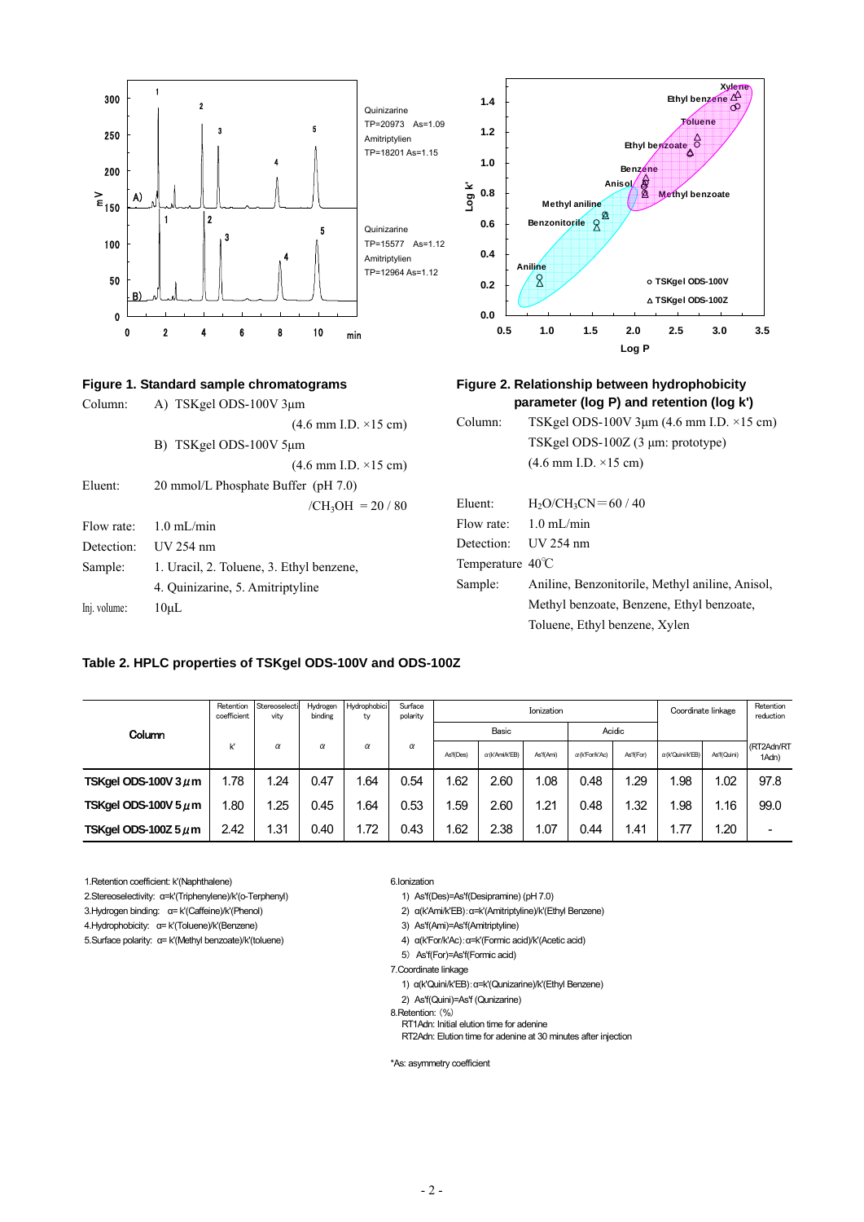**Figure 1. Standard sample chromatograms**

| | |
|---|---|
| Column: | A) TSKgel ODS-100V 3μm (4.6 mm I.D. ×15 cm) |
| | B) TSKgel ODS-100V 5μm (4.6 mm I.D. ×15 cm) |
| Eluent: | 20 mmol/L Phosphate Buffer (pH 7.0) / $CH_3OH$ = 20 / 80 |
| Flow rate: | 1.0 mL/min |
| Detection: | UV 254 nm |
| Sample: | 1. Uracil, 2. Toluene, 3. Ethyl benzene, 4. Quinizarine, 5. Amitriptyline |
| Inj. volume: | 10μL |

**Figure 2. Relationship between hydrophobicity parameter (log P) and retention (log k')**

| | |
|---|---|
| Column: | TSKgel ODS-100V 3μm (4.6 mm I.D. ×15 cm) |
| | TSKgel ODS-100Z (3 μm: prototype) (4.6 mm I.D. ×15 cm) |
| Eluent: | $H_2O/CH_3CN$ = 60 / 40 |
| Flow rate: | 1.0 mL/min |
| Detection: | UV 254 nm |
| Temperature | 40℃ |
| Sample: | Aniline, Benzonitorile, Methyl aniline, Anisol, Methyl benzoate, Benzene, Ethyl benzoate, Toluene, Ethyl benzene, Xylen |

**Table 2. HPLC properties of TSKgel ODS-100V and ODS-100Z**

| Column | Retention coefficient | Stereoselectivity | Hydrogen binding | Hydrophobicity | Surface polarity | Ionization | | | | | Coordinate linkage | | Retention reduction |
|---|---|---|---|---|---|---|---|---|---|---|---|---|---|
| | | | | | | Basic | | | Acidic | | | | |
| | k' | α | α | α | α | As'f(Des) | α(k'Ami/k'EB) | As'f(Ami) | α(k'For/k'Ac) | As'f(For) | α(k'Quini/k'EB) | As'f(Quini) | (RT2Adn/RT1Adn) |
| **TSKgel ODS-100V 3μm** | 1.78 | 1.24 | 0.47 | 1.64 | 0.54 | 1.62 | 2.60 | 1.08 | 0.48 | 1.29 | 1.98 | 1.02 | 97.8 |
| **TSKgel ODS-100V 5μm** | 1.80 | 1.25 | 0.45 | 1.64 | 0.53 | 1.59 | 2.60 | 1.21 | 0.48 | 1.32 | 1.98 | 1.16 | 99.0 |
| **TSKgel ODS-100Z 5μm** | 2.42 | 1.31 | 0.40 | 1.72 | 0.43 | 1.62 | 2.38 | 1.07 | 0.44 | 1.41 | 1.77 | 1.20 | - |

1.Retention coefficient: k'(Naphthalene)
2.Stereoselectivity: α=k'(Triphenylene)/k'(o-Terphenyl)
3.Hydrogen binding: α= k'(Caffeine)/k'(Phenol)
4.Hydrophobicity: α= k'(Toluene)/k'(Benzene)
5.Surface polarity: α= k'(Methyl benzoate)/k'(toluene)

6.Ionization
1) As'f(Des)=As'f(Desipramine) (pH 7.0)
2) α(k'Ami/k'EB) : α=k'(Amitriptyline)/k'(Ethyl Benzene)
3) As'f(Ami)=As'f(Amitriptyline)
4) α(k'For/k'Ac) : α=k'(Formic acid)/k'(Acetic acid)
5) As'f(For)=As'f(Formic acid)

7.Coordinate linkage
1) α(k'Quini/k'EB) : α=k'(Qunizarine)/k'(Ethyl Benzene)
2) As'f(Quini)=As'f (Qunizarine)

8.Retention: (%)
RT1Adn: Initial elution time for adenine
RT2Adn: Elution time for adenine at 30 minutes after injection

*As: asymmetry coefficient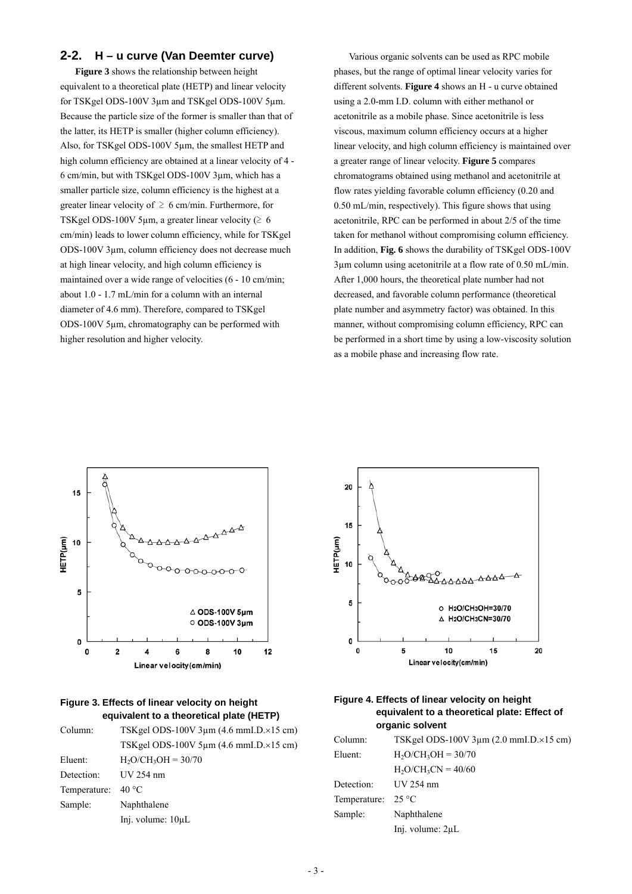## 2-2. H – u curve (Van Deemter curve)

**Figure 3** shows the relationship between height equivalent to a theoretical plate (HETP) and linear velocity for TSKgel ODS-100V 3µm and TSKgel ODS-100V 5µm. Because the particle size of the former is smaller than that of the latter, its HETP is smaller (higher column efficiency). Also, for TSKgel ODS-100V 5µm, the smallest HETP and high column efficiency are obtained at a linear velocity of 4 - 6 cm/min, but with TSKgel ODS-100V 3µm, which has a smaller particle size, column efficiency is the highest at a greater linear velocity of ≥ 6 cm/min. Furthermore, for TSKgel ODS-100V 5µm, a greater linear velocity (≥ 6 cm/min) leads to lower column efficiency, while for TSKgel ODS-100V 3µm, column efficiency does not decrease much at high linear velocity, and high column efficiency is maintained over a wide range of velocities (6 - 10 cm/min; about 1.0 - 1.7 mL/min for a column with an internal diameter of 4.6 mm). Therefore, compared to TSKgel ODS-100V 5µm, chromatography can be performed with higher resolution and higher velocity.

Various organic solvents can be used as RPC mobile phases, but the range of optimal linear velocity varies for different solvents. **Figure 4** shows an H - u curve obtained using a 2.0-mm I.D. column with either methanol or acetonitrile as a mobile phase. Since acetonitrile is less viscous, maximum column efficiency occurs at a higher linear velocity, and high column efficiency is maintained over a greater range of linear velocity. **Figure 5** compares chromatograms obtained using methanol and acetonitrile at flow rates yielding favorable column efficiency (0.20 and 0.50 mL/min, respectively). This figure shows that using acetonitrile, RPC can be performed in about 2/5 of the time taken for methanol without compromising column efficiency. In addition, **Fig. 6** shows the durability of TSKgel ODS-100V 3µm column using acetonitrile at a flow rate of 0.50 mL/min. After 1,000 hours, the theoretical plate number had not decreased, and favorable column performance (theoretical plate number and asymmetry factor) was obtained. In this manner, without compromising column efficiency, RPC can be performed in a short time by using a low-viscosity solution as a mobile phase and increasing flow rate.

HETP(µm)
15
10
5
0
0 2 4 6 8 10 12
Linear velocity(cm/min)
△ ODS-100V 5µm
○ ODS-100V 3µm

**Figure 3. Effects of linear velocity on height equivalent to a theoretical plate (HETP)**

Column: TSKgel ODS-100V 3µm (4.6 mmI.D.×15 cm)
TSKgel ODS-100V 5µm (4.6 mmI.D.×15 cm)
Eluent: $H_2O/CH_3OH = 30/70$
Detection: UV 254 nm
Temperature: 40 °C
Sample: Naphthalene
Inj. volume: 10µL

HETP(µm)
20
15
10
5
0
0 5 10 15 20
Linear velocity(cm/min)
○ $H_2O/CH_3OH=30/70$
△ $H_2O/CH_3CN=30/70$

**Figure 4. Effects of linear velocity on height equivalent to a theoretical plate: Effect of organic solvent**

Column: TSKgel ODS-100V 3µm (2.0 mmI.D.×15 cm)
Eluent: $H_2O/CH_3OH = 30/70$
$H_2O/CH_3CN = 40/60$
Detection: UV 254 nm
Temperature: 25 °C
Sample: Naphthalene
Inj. volume: 2µL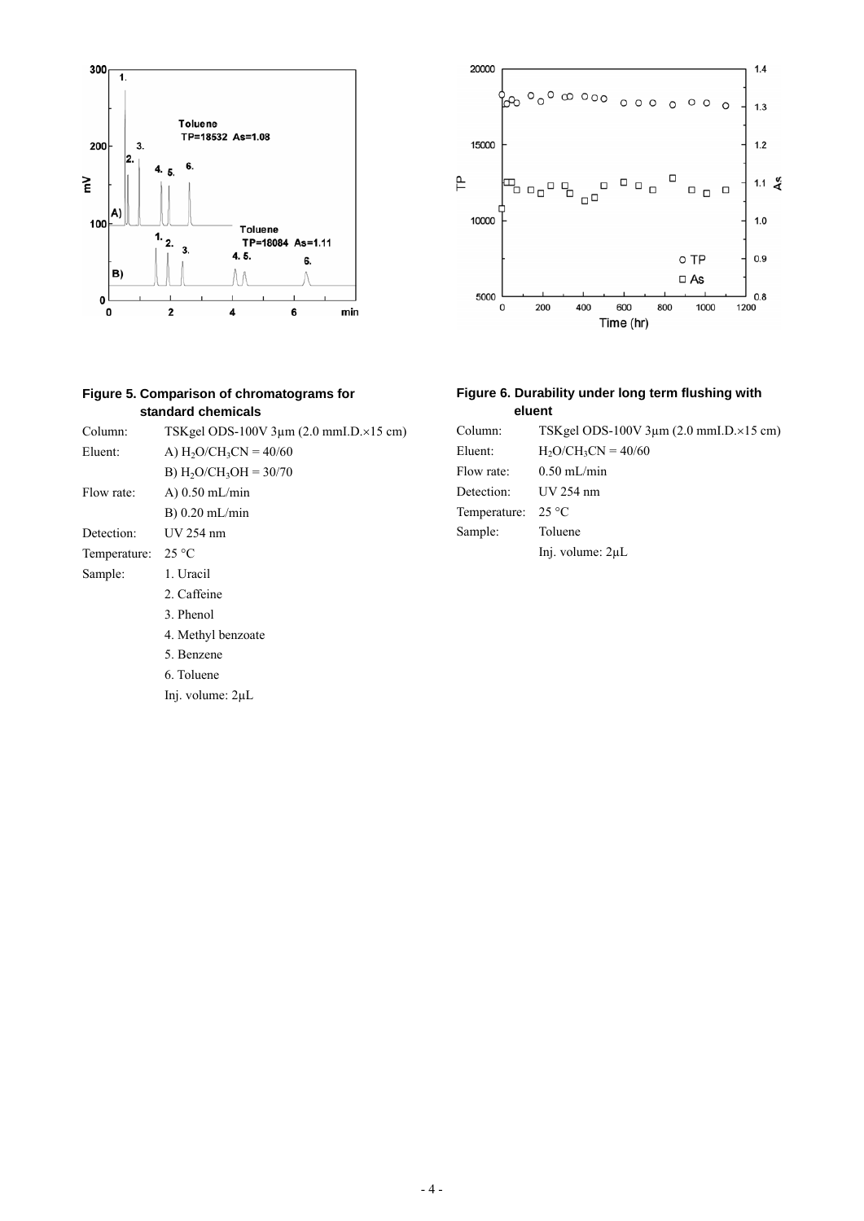300
1.
Toluene
TP=18532 As=1.08
200
3.
2.
4. 5.
6.
mV
A)
100
1.
Toluene
2.
TP=18084 As=1.11
3.
4. 5.
6.
B)
0
0
2
4
6
min

**Figure 5. Comparison of chromatograms for standard chemicals**

Column: TSKgel ODS-100V 3μm (2.0 mmI.D.×15 cm)
Eluent: A) $H_2O/CH_3CN = 40/60$
B) $H_2O/CH_3OH = 30/70$
Flow rate: A) 0.50 mL/min
B) 0.20 mL/min
Detection: UV 254 nm
Temperature: 25 °C
Sample: 1. Uracil
2. Caffeine
3. Phenol
4. Methyl benzoate
5. Benzene
6. Toluene
Inj. volume: 2μL

20000
1.4
1.3
15000
1.2
TP
1.1
As
10000
1.0
○ TP
0.9
□ As
5000
0.8
0
200
400
600
800
1000
1200
Time (hr)

**Figure 6. Durability under long term flushing with eluent**

Column: TSKgel ODS-100V 3μm (2.0 mmI.D.×15 cm)
Eluent: $H_2O/CH_3CN = 40/60$
Flow rate: 0.50 mL/min
Detection: UV 254 nm
Temperature: 25 °C
Sample: Toluene
Inj. volume: 2μL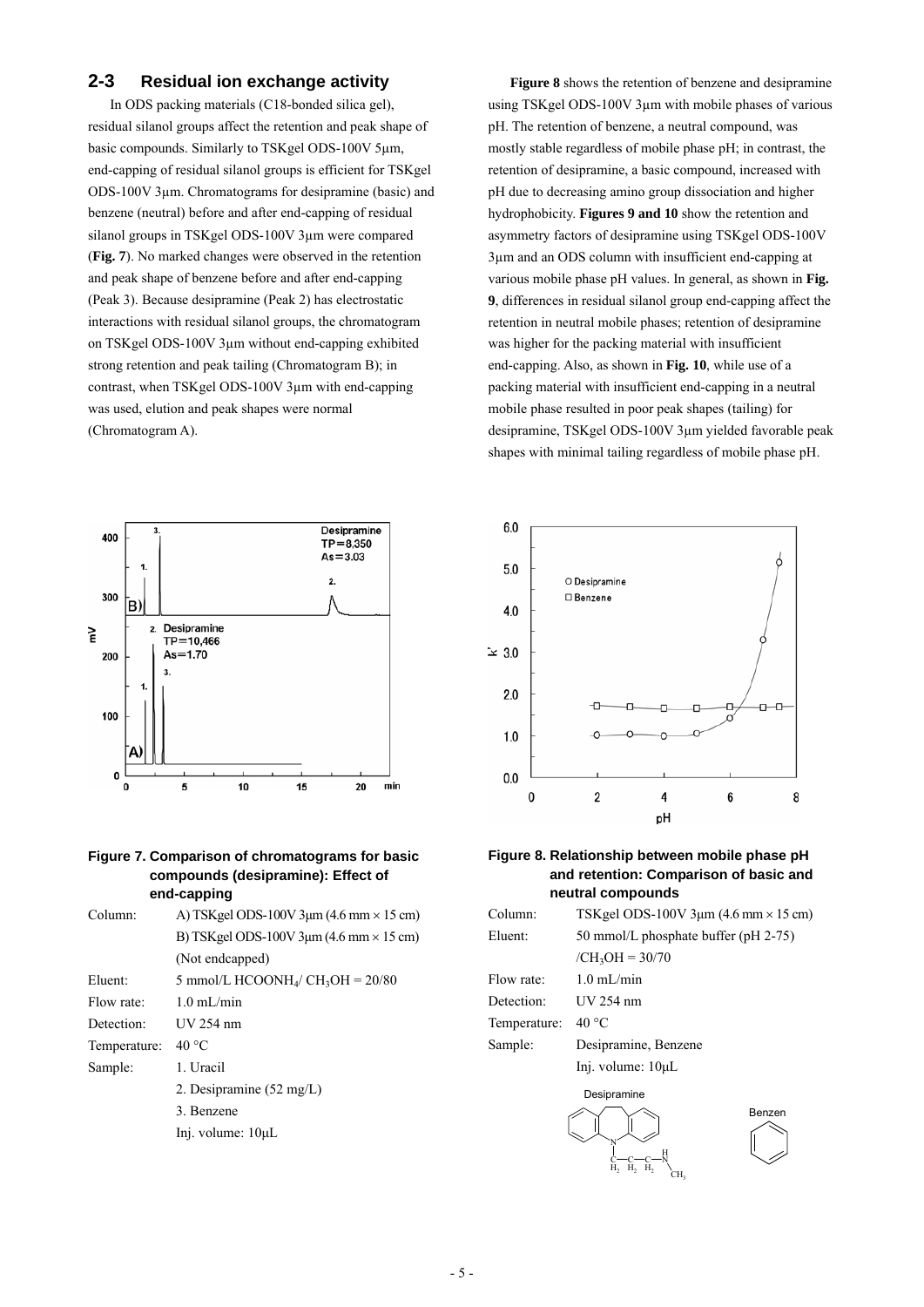## 2-3 Residual ion exchange activity

In ODS packing materials (C18-bonded silica gel), residual silanol groups affect the retention and peak shape of basic compounds. Similarly to TSKgel ODS-100V 5μm, end-capping of residual silanol groups is efficient for TSKgel ODS-100V 3μm. Chromatograms for desipramine (basic) and benzene (neutral) before and after end-capping of residual silanol groups in TSKgel ODS-100V 3μm were compared (**Fig. 7**). No marked changes were observed in the retention and peak shape of benzene before and after end-capping (Peak 3). Because desipramine (Peak 2) has electrostatic interactions with residual silanol groups, the chromatogram on TSKgel ODS-100V 3μm without end-capping exhibited strong retention and peak tailing (Chromatogram B); in contrast, when TSKgel ODS-100V 3μm with end-capping was used, elution and peak shapes were normal (Chromatogram A).

**Figure 8** shows the retention of benzene and desipramine using TSKgel ODS-100V 3μm with mobile phases of various pH. The retention of benzene, a neutral compound, was mostly stable regardless of mobile phase pH; in contrast, the retention of desipramine, a basic compound, increased with pH due to decreasing amino group dissociation and higher hydrophobicity. **Figures 9 and 10** show the retention and asymmetry factors of desipramine using TSKgel ODS-100V 3μm and an ODS column with insufficient end-capping at various mobile phase pH values. In general, as shown in **Fig. 9**, differences in residual silanol group end-capping affect the retention in neutral mobile phases; retention of desipramine was higher for the packing material with insufficient end-capping. Also, as shown in **Fig. 10**, while use of a packing material with insufficient end-capping in a neutral mobile phase resulted in poor peak shapes (tailing) for desipramine, TSKgel ODS-100V 3μm yielded favorable peak shapes with minimal tailing regardless of mobile phase pH.

mV
400
300
200
100
0
0 5 10 15 20 min
B)
1.
3.
2.
Desipramine
TP=8,350
As=3.03
A)
1.
2. Desipramine
TP=10,466
As=1.70
3.

**Figure 7. Comparison of chromatograms for basic compounds (desipramine): Effect of end-capping**

| | |
|---|---|
| Column: | A) TSKgel ODS-100V 3μm (4.6 mm × 15 cm) |
| | B) TSKgel ODS-100V 3μm (4.6 mm × 15 cm) (Not endcapped) |
| Eluent: | 5 mmol/L $HCOONH_4$/ $CH_3OH$ = 20/80 |
| Flow rate: | 1.0 mL/min |
| Detection: | UV 254 nm |
| Temperature: | 40 °C |
| Sample: | 1. Uracil |
| | 2. Desipramine (52 mg/L) |
| | 3. Benzene |
| | Inj. volume: 10μL |

k'
6.0
5.0
4.0
3.0
2.0
1.0
0.0
0 2 4 6 8
pH
○ Desipramine
□ Benzene

**Figure 8. Relationship between mobile phase pH and retention: Comparison of basic and neutral compounds**

| | |
|---|---|
| Column: | TSKgel ODS-100V 3μm (4.6 mm × 15 cm) |
| Eluent: | 50 mmol/L phosphate buffer (pH 2-75) /$CH_3OH$ = 30/70 |
| Flow rate: | 1.0 mL/min |
| Detection: | UV 254 nm |
| Temperature: | 40 °C |
| Sample: | Desipramine, Benzene |
| | Inj. volume: 10μL |

Desipramine
Benzen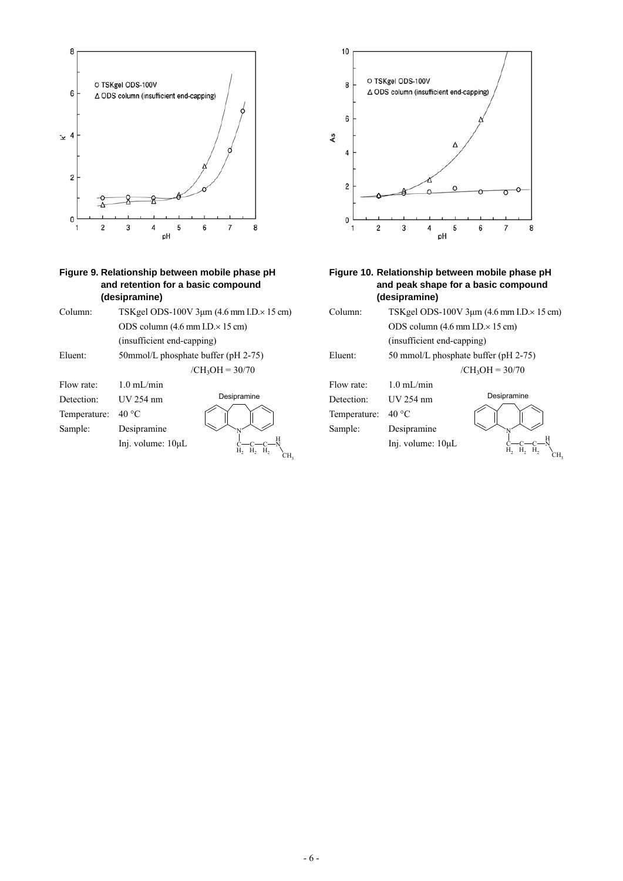8

6

4

2

0

1 2 3 4 5 6 7 8

pH

k'

○ TSKgel ODS-100V

△ ODS column (insufficient end-capping)

**Figure 9. Relationship between mobile phase pH and retention for a basic compound (desipramine)**

| | |
|---|---|
| Column: | TSKgel ODS-100V 3μm (4.6 mm I.D.× 15 cm) |
| | ODS column (4.6 mm I.D.× 15 cm) |
| | (insufficient end-capping) |
| Eluent: | 50mmol/L phosphate buffer (pH 2-75) |
| | /$CH_3OH$ = 30/70 |
| Flow rate: | 1.0 mL/min |
| Detection: | UV 254 nm |
| Temperature: | 40 °C |
| Sample: | Desipramine |
| | Inj. volume: 10μL |

Desipramine

10

8

6

4

2

0

1 2 3 4 5 6 7 8

pH

As

○ TSKgel ODS-100V

△ ODS column (insufficient end-capping)

**Figure 10. Relationship between mobile phase pH and peak shape for a basic compound (desipramine)**

| | |
|---|---|
| Column: | TSKgel ODS-100V 3μm (4.6 mm I.D.× 15 cm) |
| | ODS column (4.6 mm I.D.× 15 cm) |
| | (insufficient end-capping) |
| Eluent: | 50 mmol/L phosphate buffer (pH 2-75) |
| | /$CH_3OH$ = 30/70 |
| Flow rate: | 1.0 mL/min |
| Detection: | UV 254 nm |
| Temperature: | 40 °C |
| Sample: | Desipramine |
| | Inj. volume: 10μL |

Desipramine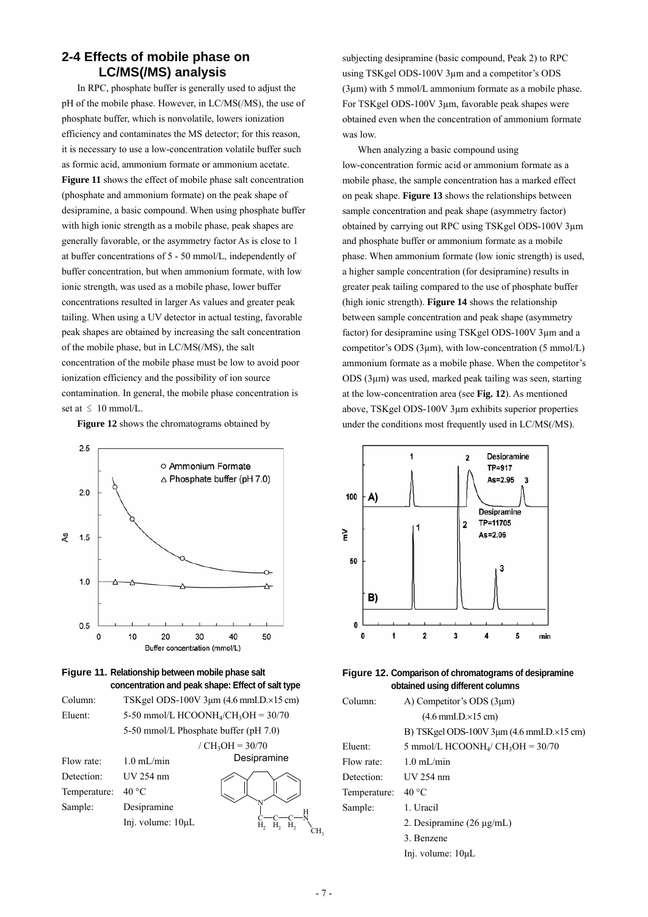## 2-4 Effects of mobile phase on LC/MS(/MS) analysis

In RPC, phosphate buffer is generally used to adjust the pH of the mobile phase. However, in LC/MS(/MS), the use of phosphate buffer, which is nonvolatile, lowers ionization efficiency and contaminates the MS detector; for this reason, it is necessary to use a low-concentration volatile buffer such as formic acid, ammonium formate or ammonium acetate. **Figure 11** shows the effect of mobile phase salt concentration (phosphate and ammonium formate) on the peak shape of desipramine, a basic compound. When using phosphate buffer with high ionic strength as a mobile phase, peak shapes are generally favorable, or the asymmetry factor As is close to 1 at buffer concentrations of 5 - 50 mmol/L, independently of buffer concentration, but when ammonium formate, with low ionic strength, was used as a mobile phase, lower buffer concentrations resulted in larger As values and greater peak tailing. When using a UV detector in actual testing, favorable peak shapes are obtained by increasing the salt concentration of the mobile phase, but in LC/MS(/MS), the salt concentration of the mobile phase must be low to avoid poor ionization efficiency and the possibility of ion source contamination. In general, the mobile phase concentration is set at ≤ 10 mmol/L.

**Figure 12** shows the chromatograms obtained by subjecting desipramine (basic compound, Peak 2) to RPC using TSKgel ODS-100V 3µm and a competitor's ODS (3µm) with 5 mmol/L ammonium formate as a mobile phase. For TSKgel ODS-100V 3µm, favorable peak shapes were obtained even when the concentration of ammonium formate was low.

When analyzing a basic compound using low-concentration formic acid or ammonium formate as a mobile phase, the sample concentration has a marked effect on peak shape. **Figure 13** shows the relationships between sample concentration and peak shape (asymmetry factor) obtained by carrying out RPC using TSKgel ODS-100V 3µm and phosphate buffer or ammonium formate as a mobile phase. When ammonium formate (low ionic strength) is used, a higher sample concentration (for desipramine) results in greater peak tailing compared to the use of phosphate buffer (high ionic strength). **Figure 14** shows the relationship between sample concentration and peak shape (asymmetry factor) for desipramine using TSKgel ODS-100V 3µm and a competitor's ODS (3µm), with low-concentration (5 mmol/L) ammonium formate as a mobile phase. When the competitor's ODS (3µm) was used, marked peak tailing was seen, starting at the low-concentration area (see **Fig. 12**). As mentioned above, TSKgel ODS-100V 3µm exhibits superior properties under the conditions most frequently used in LC/MS(/MS).

○ Ammonium Formate
△ Phosphate buffer (pH 7.0)
As
2.5
2.0
1.5
1.0
0.5
0
10
20
30
40
50
Buffer concentration (mmol/L)

**Figure 11.** Relationship between mobile phase salt concentration and peak shape: Effect of salt type

| | |
|---|---|
| Column: | TSKgel ODS-100V 3µm (4.6 mmI.D.×15 cm) |
| Eluent: | 5-50 mmol/L $HCOONH_4/CH_3OH$ = 30/70 |
| | 5-50 mmol/L Phosphate buffer (pH 7.0) / $CH_3OH$ = 30/70 |
| Flow rate: | 1.0 mL/min |
| Detection: | UV 254 nm |
| Temperature: | 40 °C |
| Sample: | Desipramine |
| | Inj. volume: 10µL |

Desipramine

1
2
Desipramine
TP=917
As=2.95
3
100
A)
Desipramine
TP=11705
As=2.06
mV
50
B)
0
0
1
2
3
4
5
min

**Figure 12.** Comparison of chromatograms of desipramine obtained using different columns

| | |
|---|---|
| Column: | A) Competitor's ODS (3µm) (4.6 mmI.D.×15 cm) |
| | B) TSKgel ODS-100V 3µm (4.6 mmI.D.×15 cm) |
| Eluent: | 5 mmol/L $HCOONH_4$/ $CH_3OH$ = 30/70 |
| Flow rate: | 1.0 mL/min |
| Detection: | UV 254 nm |
| Temperature: | 40 °C |
| Sample: | 1. Uracil |
| | 2. Desipramine (26 µg/mL) |
| | 3. Benzene |
| | Inj. volume: 10µL |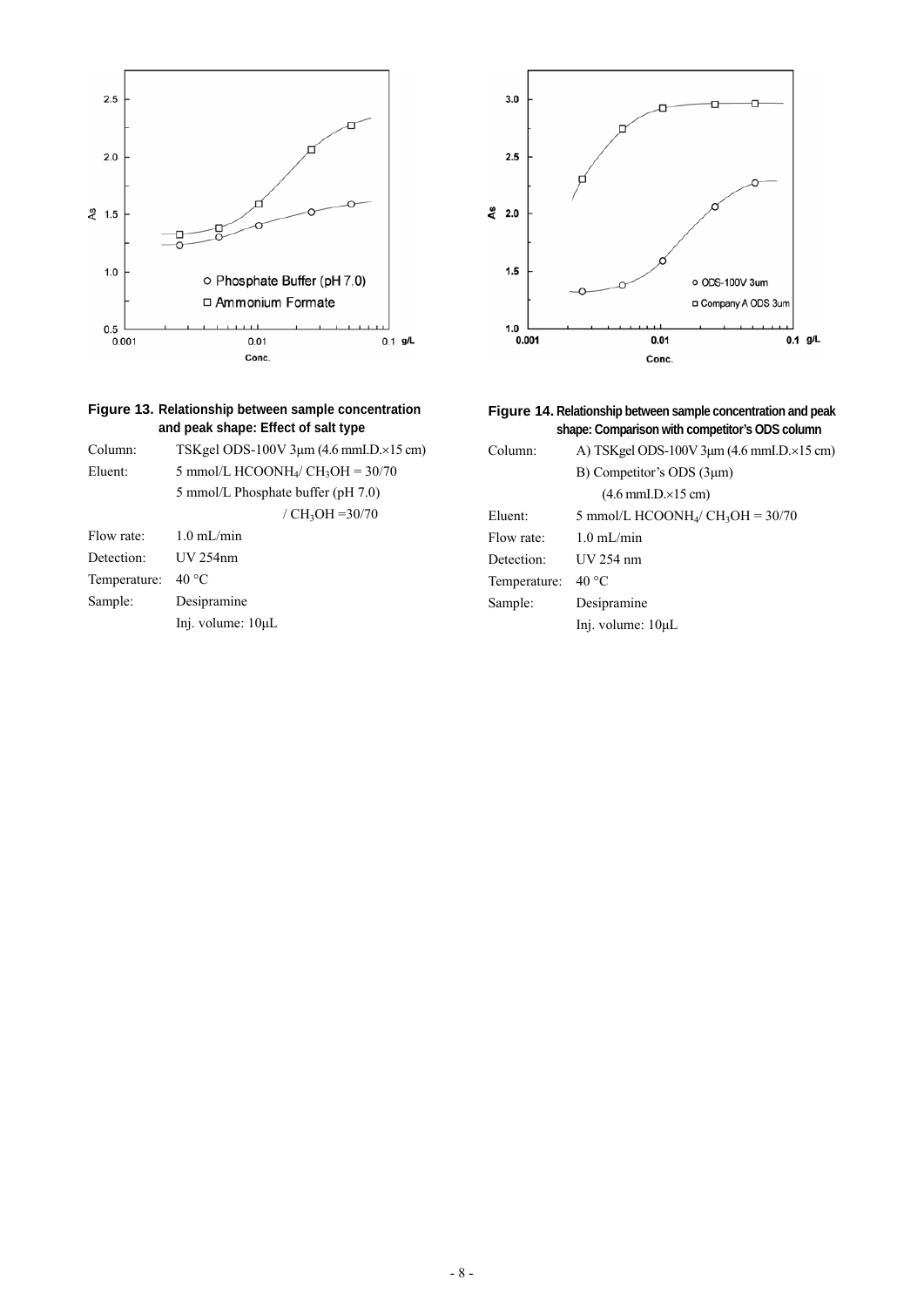2.5

2.0

As 1.5

1.0

0.5

0.001

0.01

0.1 g/L

Conc.

○ Phosphate Buffer (pH 7.0)

□ Ammonium Formate

**Figure 13. Relationship between sample concentration and peak shape: Effect of salt type**

| | |
|---|---|
| Column: | TSKgel ODS-100V 3μm (4.6 mmI.D.×15 cm) |
| Eluent: | 5 mmol/L $HCOONH_4$/ $CH_3OH$ = 30/70 |
| | 5 mmol/L Phosphate buffer (pH 7.0) / $CH_3OH$ =30/70 |
| Flow rate: | 1.0 mL/min |
| Detection: | UV 254nm |
| Temperature: | 40 °C |
| Sample: | Desipramine |
| | Inj. volume: 10μL |

3.0

2.5

As 2.0

1.5

1.0

0.001

0.01

0.1 g/L

Conc.

○ ODS-100V 3um

□ Company A ODS 3um

**Figure 14. Relationship between sample concentration and peak shape: Comparison with competitor's ODS column**

| | |
|---|---|
| Column: | A) TSKgel ODS-100V 3μm (4.6 mmI.D.×15 cm) |
| | B) Competitor's ODS (3μm) (4.6 mmI.D.×15 cm) |
| Eluent: | 5 mmol/L $HCOONH_4$/ $CH_3OH$ = 30/70 |
| Flow rate: | 1.0 mL/min |
| Detection: | UV 254 nm |
| Temperature: | 40 °C |
| Sample: | Desipramine |
| | Inj. volume: 10μL |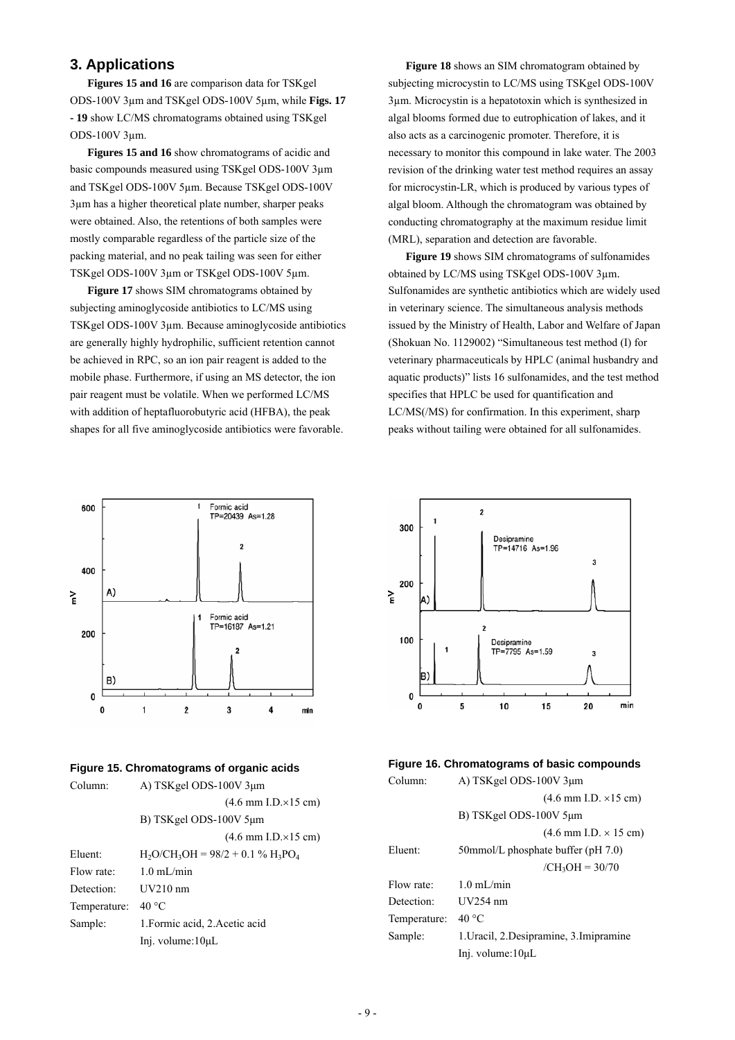## 3. Applications

**Figures 15 and 16** are comparison data for TSKgel ODS-100V 3μm and TSKgel ODS-100V 5μm, while **Figs. 17 - 19** show LC/MS chromatograms obtained using TSKgel ODS-100V 3μm.

**Figures 15 and 16** show chromatograms of acidic and basic compounds measured using TSKgel ODS-100V 3μm and TSKgel ODS-100V 5μm. Because TSKgel ODS-100V 3μm has a higher theoretical plate number, sharper peaks were obtained. Also, the retentions of both samples were mostly comparable regardless of the particle size of the packing material, and no peak tailing was seen for either TSKgel ODS-100V 3μm or TSKgel ODS-100V 5μm.

**Figure 17** shows SIM chromatograms obtained by subjecting aminoglycoside antibiotics to LC/MS using TSKgel ODS-100V 3μm. Because aminoglycoside antibiotics are generally highly hydrophilic, sufficient retention cannot be achieved in RPC, so an ion pair reagent is added to the mobile phase. Furthermore, if using an MS detector, the ion pair reagent must be volatile. When we performed LC/MS with addition of heptafluorobutyric acid (HFBA), the peak shapes for all five aminoglycoside antibiotics were favorable.

**Figure 18** shows an SIM chromatogram obtained by subjecting microcystin to LC/MS using TSKgel ODS-100V 3μm. Microcystin is a hepatotoxin which is synthesized in algal blooms formed due to eutrophication of lakes, and it also acts as a carcinogenic promoter. Therefore, it is necessary to monitor this compound in lake water. The 2003 revision of the drinking water test method requires an assay for microcystin-LR, which is produced by various types of algal bloom. Although the chromatogram was obtained by conducting chromatography at the maximum residue limit (MRL), separation and detection are favorable.

**Figure 19** shows SIM chromatograms of sulfonamides obtained by LC/MS using TSKgel ODS-100V 3μm. Sulfonamides are synthetic antibiotics which are widely used in veterinary science. The simultaneous analysis methods issued by the Ministry of Health, Labor and Welfare of Japan (Shokuan No. 1129002) "Simultaneous test method (I) for veterinary pharmaceuticals by HPLC (animal husbandry and aquatic products)" lists 16 sulfonamides, and the test method specifies that HPLC be used for quantification and LC/MS(/MS) for confirmation. In this experiment, sharp peaks without tailing were obtained for all sulfonamides.

600
400
200
0
mV
0 1 2 3 4 min
A)
1 Formic acid
TP=20439 As=1.28
2
B)
1 Formic acid
TP=16187 As=1.21
2

**Figure 15. Chromatograms of organic acids**

| | |
|---|---|
| Column: | A) TSKgel ODS-100V 3μm (4.6 mm I.D.×15 cm) |
| | B) TSKgel ODS-100V 5μm (4.6 mm I.D.×15 cm) |
| Eluent: | $H_2O/CH_3OH = 98/2 + 0.1\ \%\ H_3PO_4$ |
| Flow rate: | 1.0 mL/min |
| Detection: | UV210 nm |
| Temperature: | 40 °C |
| Sample: | 1.Formic acid, 2.Acetic acid |
| | Inj. volume:10μL |

300
200
100
0
mV
0 5 10 15 20 min
A)
1
2
Desipramine
TP=14716 As=1.96
3
B)
1
2
Desipramine
TP=7795 As=1.59
3

**Figure 16. Chromatograms of basic compounds**

| | |
|---|---|
| Column: | A) TSKgel ODS-100V 3μm (4.6 mm I.D. ×15 cm) |
| | B) TSKgel ODS-100V 5μm (4.6 mm I.D. × 15 cm) |
| Eluent: | 50mmol/L phosphate buffer (pH 7.0) $/CH_3OH = 30/70$ |
| Flow rate: | 1.0 mL/min |
| Detection: | UV254 nm |
| Temperature: | 40 °C |
| Sample: | 1.Uracil, 2.Desipramine, 3.Imipramine |
| | Inj. volume:10μL |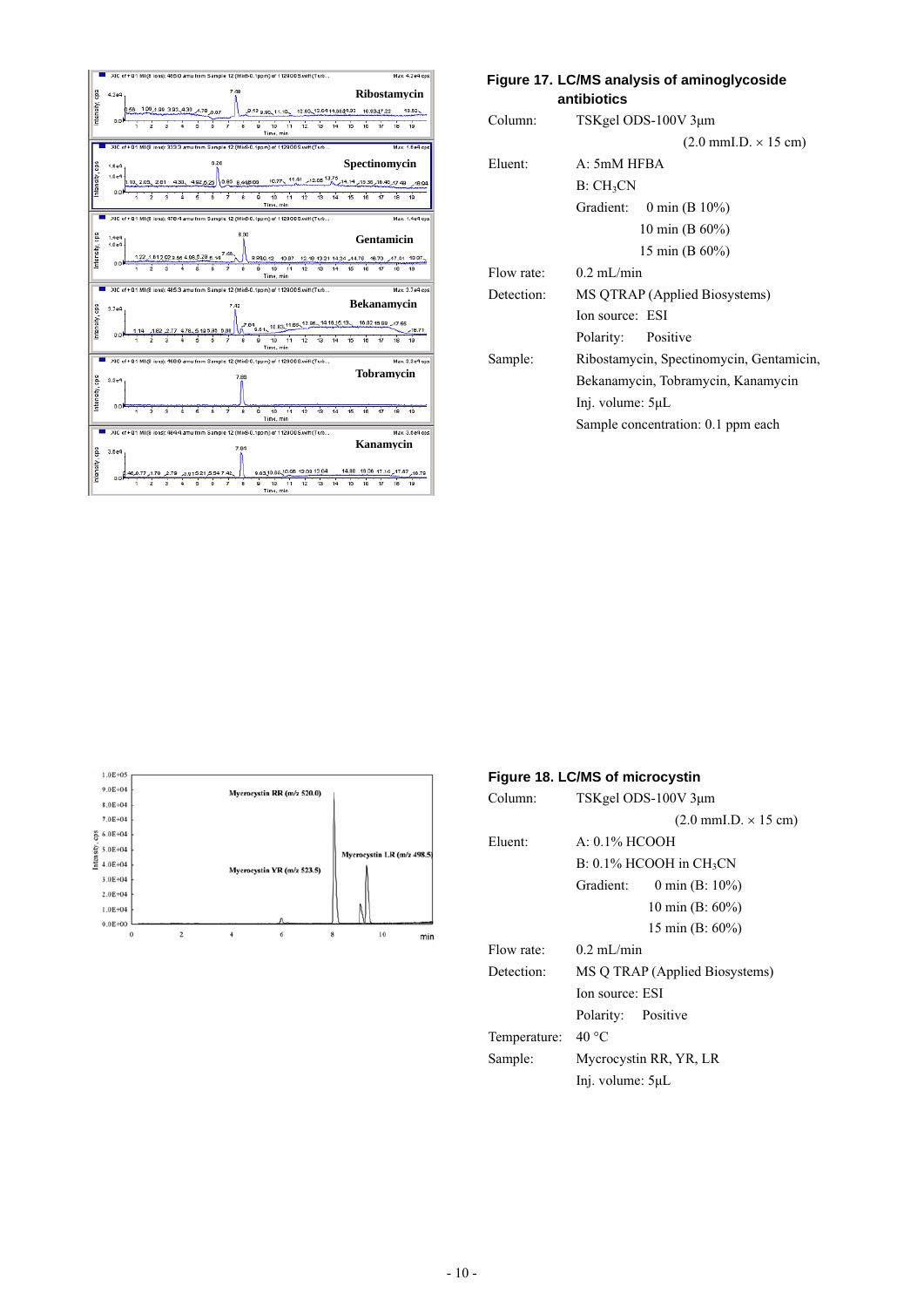Ribostamycin

Spectinomycin

Gentamicin

Bekanamycin

Tobramycin

Kanamycin

**Figure 17. LC/MS analysis of aminoglycoside antibiotics**

| | |
|---|---|
| Column: | TSKgel ODS-100V 3μm (2.0 mmI.D. × 15 cm) |
| Eluent: | A: 5mM HFBA |
| | B: $CH_3CN$ |
| | Gradient: 0 min (B 10%) |
| | 10 min (B 60%) |
| | 15 min (B 60%) |
| Flow rate: | 0.2 mL/min |
| Detection: | MS QTRAP (Applied Biosystems) |
| | Ion source: ESI |
| | Polarity: Positive |
| Sample: | Ribostamycin, Spectinomycin, Gentamicin, Bekanamycin, Tobramycin, Kanamycin |
| | Inj. volume: 5μL |
| | Sample concentration: 0.1 ppm each |

Mycrocystin RR (m/z 520.0)

Mycrocystin YR (m/z 523.5)

Mycrocystin LR (m/z 498.5)

min

**Figure 18. LC/MS of microcystin**

| | |
|---|---|
| Column: | TSKgel ODS-100V 3μm (2.0 mmI.D. × 15 cm) |
| Eluent: | A: 0.1% HCOOH |
| | B: 0.1% HCOOH in $CH_3CN$ |
| | Gradient: 0 min (B: 10%) |
| | 10 min (B: 60%) |
| | 15 min (B: 60%) |
| Flow rate: | 0.2 mL/min |
| Detection: | MS Q TRAP (Applied Biosystems) |
| | Ion source: ESI |
| | Polarity: Positive |
| Temperature: | 40 °C |
| Sample: | Mycrocystin RR, YR, LR |
| | Inj. volume: 5μL |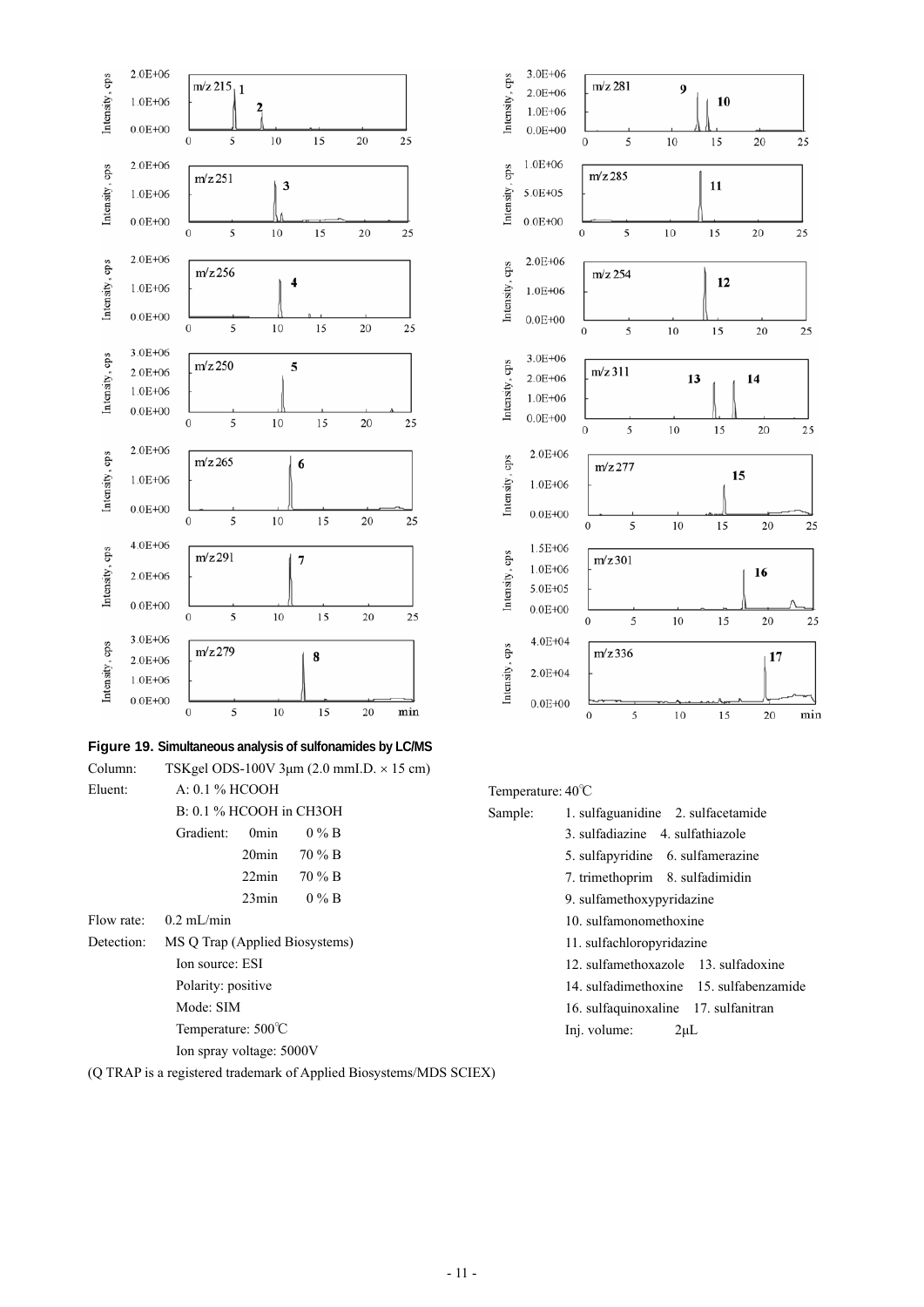m/z 215 1 2
m/z 251 3
m/z 256 4
m/z 250 5
m/z 265 6
m/z 291 7
m/z 279 8
m/z 281 9 10
m/z 285 11
m/z 254 12
m/z 311 13 14
m/z 277 15
m/z 301 16
m/z 336 17

Intensity, cps

min

**Figure 19. Simultaneous analysis of sulfonamides by LC/MS**

Column: TSKgel ODS-100V 3μm (2.0 mmI.D. × 15 cm)

Eluent: A: 0.1 % HCOOH

B: 0.1 % HCOOH in CH3OH

Gradient: 0min 0 % B

20min 70 % B

22min 70 % B

23min 0 % B

Flow rate: 0.2 mL/min

Detection: MS Q Trap (Applied Biosystems)

Ion source: ESI

Polarity: positive

Mode: SIM

Temperature: 500℃

Ion spray voltage: 5000V

Temperature: 40℃

Sample: 1. sulfaguanidine 2. sulfacetamide

3. sulfadiazine 4. sulfathiazole

5. sulfapyridine 6. sulfamerazine

7. trimethoprim 8. sulfadimidin

9. sulfamethoxypyridazine

10. sulfamonomethoxine

11. sulfachloropyridazine

12. sulfamethoxazole 13. sulfadoxine

14. sulfadimethoxine 15. sulfabenzamide

16. sulfaquinoxaline 17. sulfanitran

Inj. volume: 2μL

(Q TRAP is a registered trademark of Applied Biosystems/MDS SCIEX)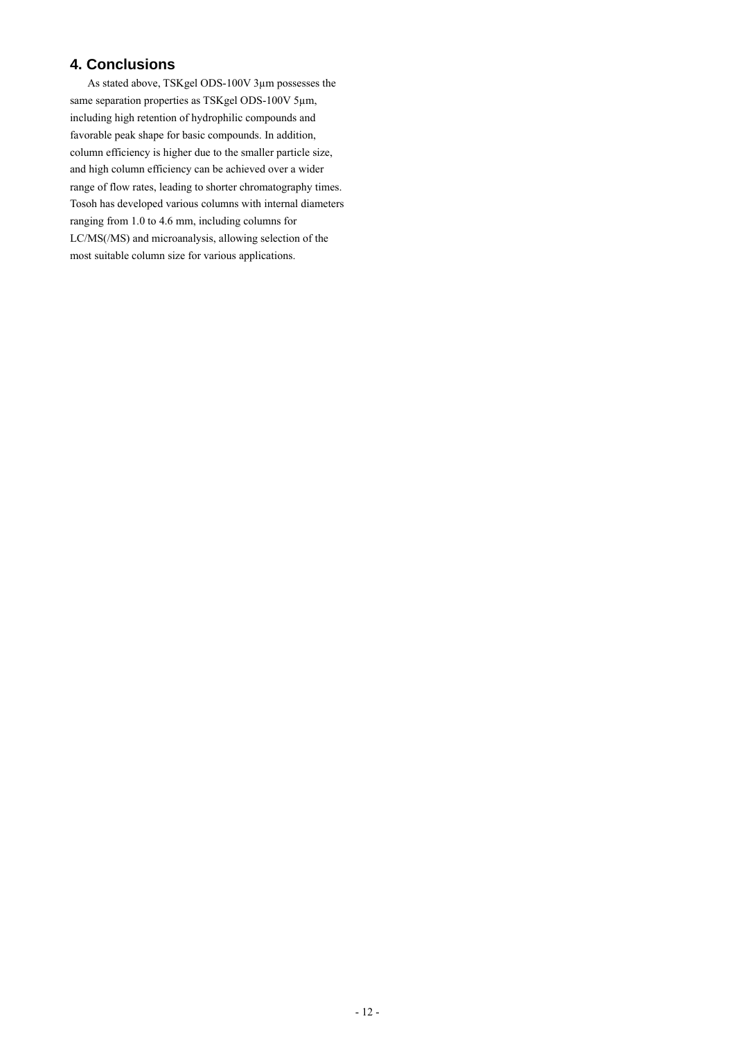## 4. Conclusions

As stated above, TSKgel ODS-100V 3µm possesses the same separation properties as TSKgel ODS-100V 5µm, including high retention of hydrophilic compounds and favorable peak shape for basic compounds. In addition, column efficiency is higher due to the smaller particle size, and high column efficiency can be achieved over a wider range of flow rates, leading to shorter chromatography times. Tosoh has developed various columns with internal diameters ranging from 1.0 to 4.6 mm, including columns for LC/MS(/MS) and microanalysis, allowing selection of the most suitable column size for various applications.